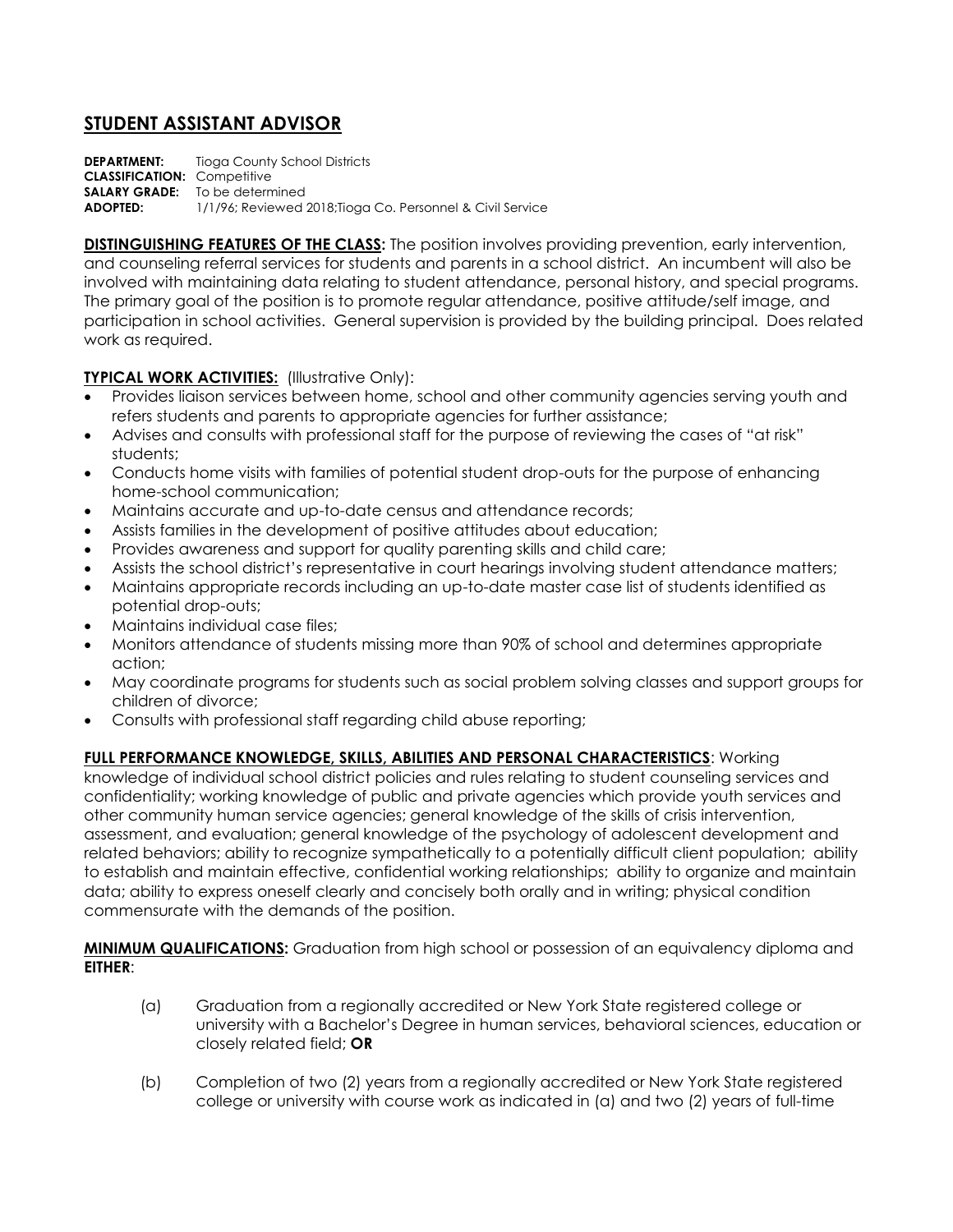# STUDENT ASSISTANT ADVISOR

**DEPARTMENT:** Tioga County School Districts
**CLASSIFICATION:** Competitive
**SALARY GRADE:** To be determined
**ADOPTED:** 1/1/96; Reviewed 2018;Tioga Co. Personnel & Civil Service

**DISTINGUISHING FEATURES OF THE CLASS:** The position involves providing prevention, early intervention, and counseling referral services for students and parents in a school district. An incumbent will also be involved with maintaining data relating to student attendance, personal history, and special programs. The primary goal of the position is to promote regular attendance, positive attitude/self image, and participation in school activities. General supervision is provided by the building principal. Does related work as required.

**TYPICAL WORK ACTIVITIES:** (Illustrative Only):

- Provides liaison services between home, school and other community agencies serving youth and refers students and parents to appropriate agencies for further assistance;
- Advises and consults with professional staff for the purpose of reviewing the cases of "at risk" students;
- Conducts home visits with families of potential student drop-outs for the purpose of enhancing home-school communication;
- Maintains accurate and up-to-date census and attendance records;
- Assists families in the development of positive attitudes about education;
- Provides awareness and support for quality parenting skills and child care;
- Assists the school district's representative in court hearings involving student attendance matters;
- Maintains appropriate records including an up-to-date master case list of students identified as potential drop-outs;
- Maintains individual case files;
- Monitors attendance of students missing more than 90% of school and determines appropriate action;
- May coordinate programs for students such as social problem solving classes and support groups for children of divorce;
- Consults with professional staff regarding child abuse reporting;

**FULL PERFORMANCE KNOWLEDGE, SKILLS, ABILITIES AND PERSONAL CHARACTERISTICS**: Working knowledge of individual school district policies and rules relating to student counseling services and confidentiality; working knowledge of public and private agencies which provide youth services and other community human service agencies; general knowledge of the skills of crisis intervention, assessment, and evaluation; general knowledge of the psychology of adolescent development and related behaviors; ability to recognize sympathetically to a potentially difficult client population; ability to establish and maintain effective, confidential working relationships; ability to organize and maintain data; ability to express oneself clearly and concisely both orally and in writing; physical condition commensurate with the demands of the position.

**MINIMUM QUALIFICATIONS:** Graduation from high school or possession of an equivalency diploma and **EITHER**:

(a) Graduation from a regionally accredited or New York State registered college or university with a Bachelor's Degree in human services, behavioral sciences, education or closely related field; **OR**

(b) Completion of two (2) years from a regionally accredited or New York State registered college or university with course work as indicated in (a) and two (2) years of full-time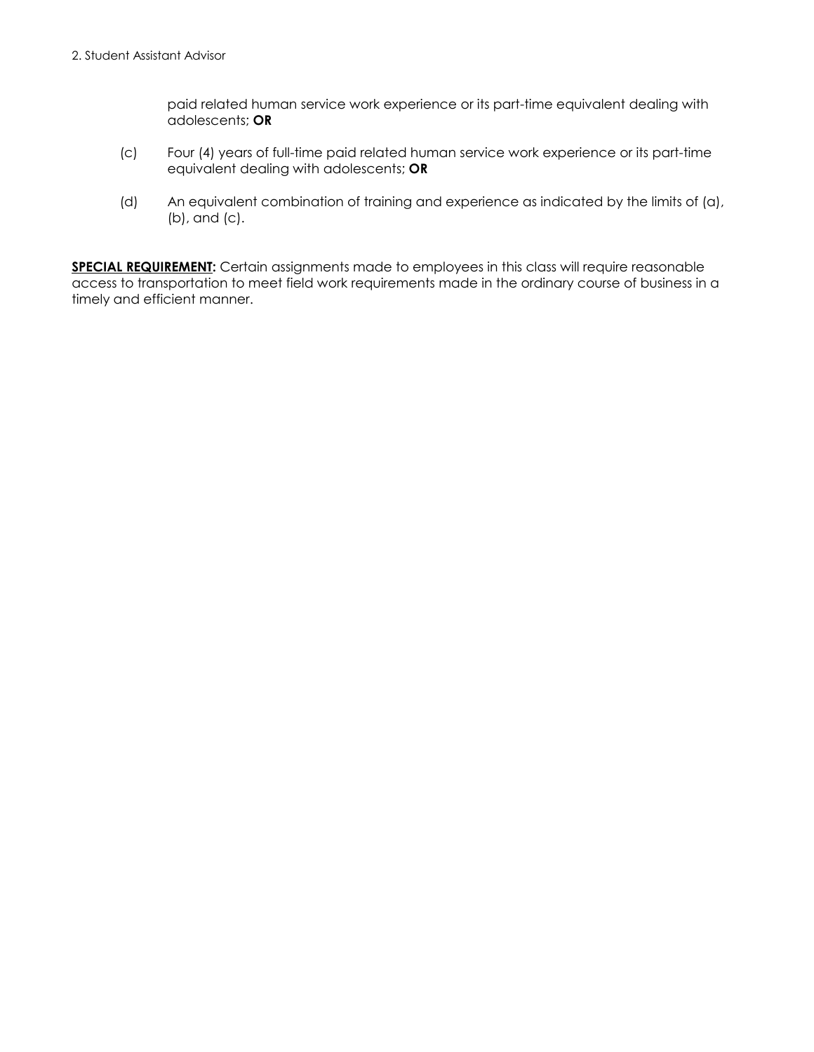paid related human service work experience or its part-time equivalent dealing with adolescents; **OR**

(c) Four (4) years of full-time paid related human service work experience or its part-time equivalent dealing with adolescents; **OR**

(d) An equivalent combination of training and experience as indicated by the limits of (a), (b), and (c).

**SPECIAL REQUIREMENT:** Certain assignments made to employees in this class will require reasonable access to transportation to meet field work requirements made in the ordinary course of business in a timely and efficient manner.